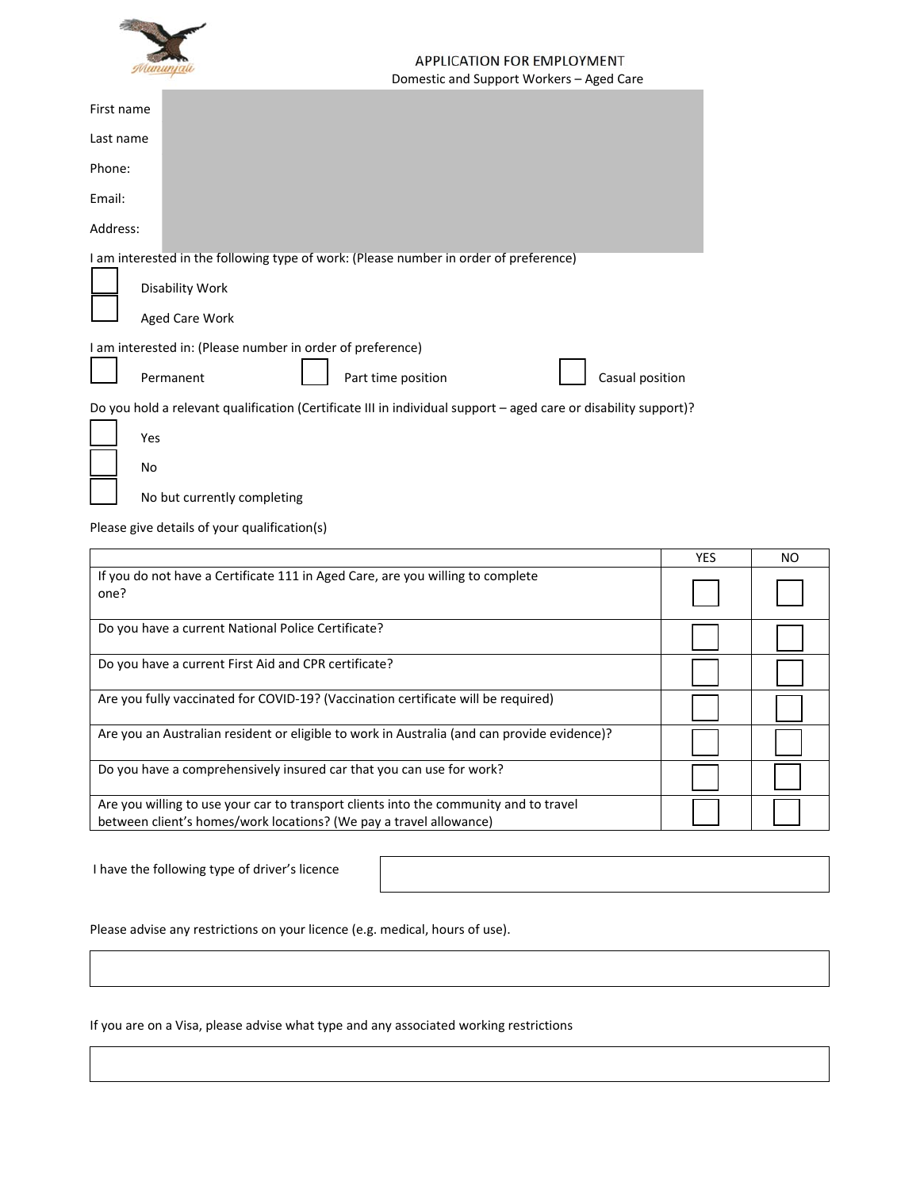# APPLICATION FOR EMPLOYMENT

Domestic and Support Workers – Aged Care

First name

Last name

Phone:

Email:

Address:

I am interested in the following type of work: (Please number in order of preference)

☐ Disability Work

☐ Aged Care Work

I am interested in: (Please number in order of preference)

☐ Permanent ☐ Part time position ☐ Casual position

Do you hold a relevant qualification (Certificate III in individual support – aged care or disability support)?

☐ Yes

☐ No

☐ No but currently completing

Please give details of your qualification(s)

| | YES | NO |
|---|---|---|
| If you do not have a Certificate 111 in Aged Care, are you willing to complete one? | ☐ | ☐ |
| Do you have a current National Police Certificate? | ☐ | ☐ |
| Do you have a current First Aid and CPR certificate? | ☐ | ☐ |
| Are you fully vaccinated for COVID-19? (Vaccination certificate will be required) | ☐ | ☐ |
| Are you an Australian resident or eligible to work in Australia (and can provide evidence)? | ☐ | ☐ |
| Do you have a comprehensively insured car that you can use for work? | ☐ | ☐ |
| Are you willing to use your car to transport clients into the community and to travel between client's homes/work locations? (We pay a travel allowance) | ☐ | ☐ |

I have the following type of driver's licence

Please advise any restrictions on your licence (e.g. medical, hours of use).

If you are on a Visa, please advise what type and any associated working restrictions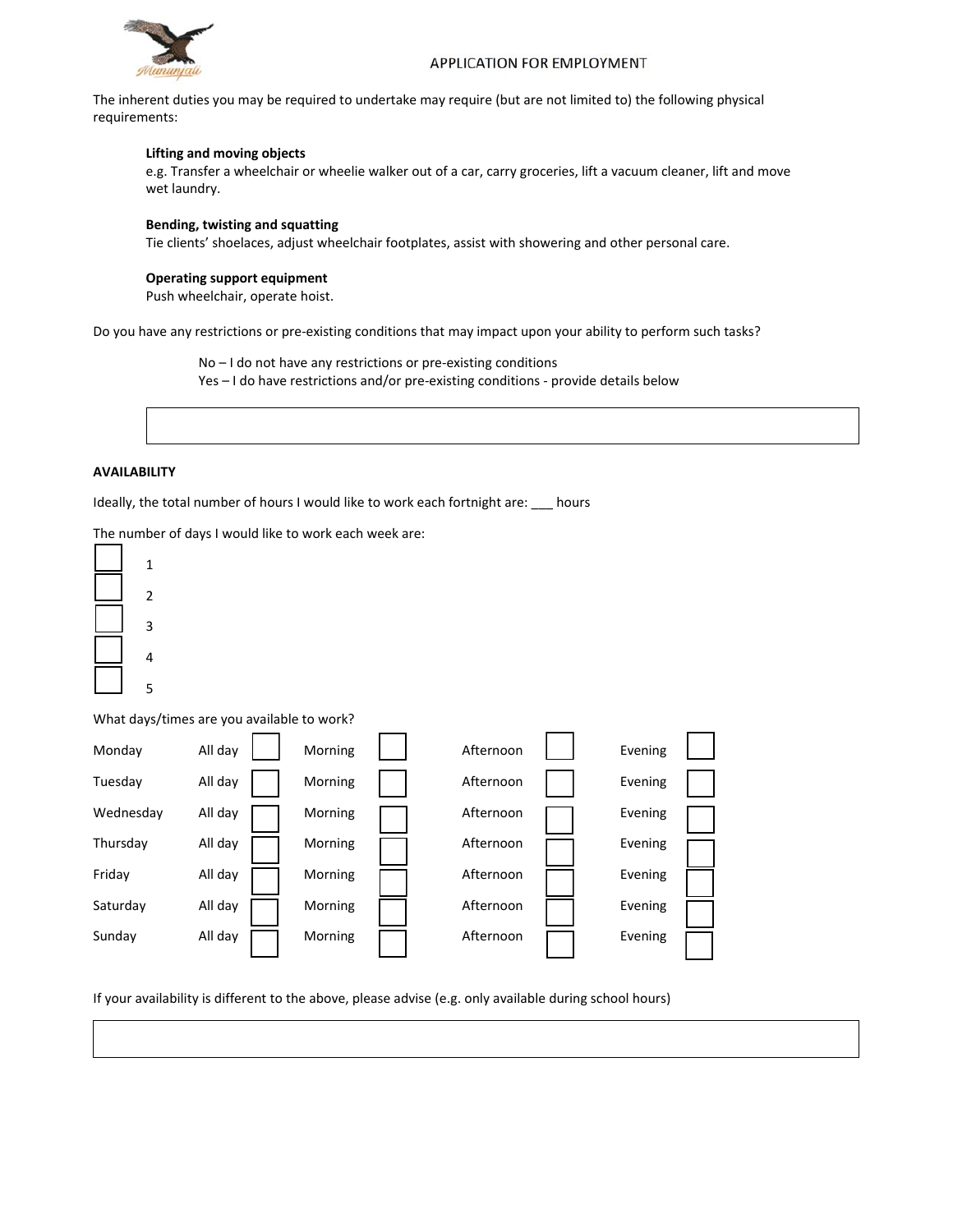APPLICATION FOR EMPLOYMENT

The inherent duties you may be required to undertake may require (but are not limited to) the following physical requirements:

**Lifting and moving objects**
e.g. Transfer a wheelchair or wheelie walker out of a car, carry groceries, lift a vacuum cleaner, lift and move wet laundry.

**Bending, twisting and squatting**
Tie clients' shoelaces, adjust wheelchair footplates, assist with showering and other personal care.

**Operating support equipment**
Push wheelchair, operate hoist.

Do you have any restrictions or pre-existing conditions that may impact upon your ability to perform such tasks?

No – I do not have any restrictions or pre-existing conditions
Yes – I do have restrictions and/or pre-existing conditions - provide details below

______________________________________________

**AVAILABILITY**

Ideally, the total number of hours I would like to work each fortnight are: ___ hours

The number of days I would like to work each week are:

- ☐ 1
- ☐ 2
- ☐ 3
- ☐ 4
- ☐ 5

What days/times are you available to work?

| Day | All day | Morning | Afternoon | Evening |
|---|---|---|---|---|
| Monday | ☐ | ☐ | ☐ | ☐ |
| Tuesday | ☐ | ☐ | ☐ | ☐ |
| Wednesday | ☐ | ☐ | ☐ | ☐ |
| Thursday | ☐ | ☐ | ☐ | ☐ |
| Friday | ☐ | ☐ | ☐ | ☐ |
| Saturday | ☐ | ☐ | ☐ | ☐ |
| Sunday | ☐ | ☐ | ☐ | ☐ |

If your availability is different to the above, please advise (e.g. only available during school hours)

______________________________________________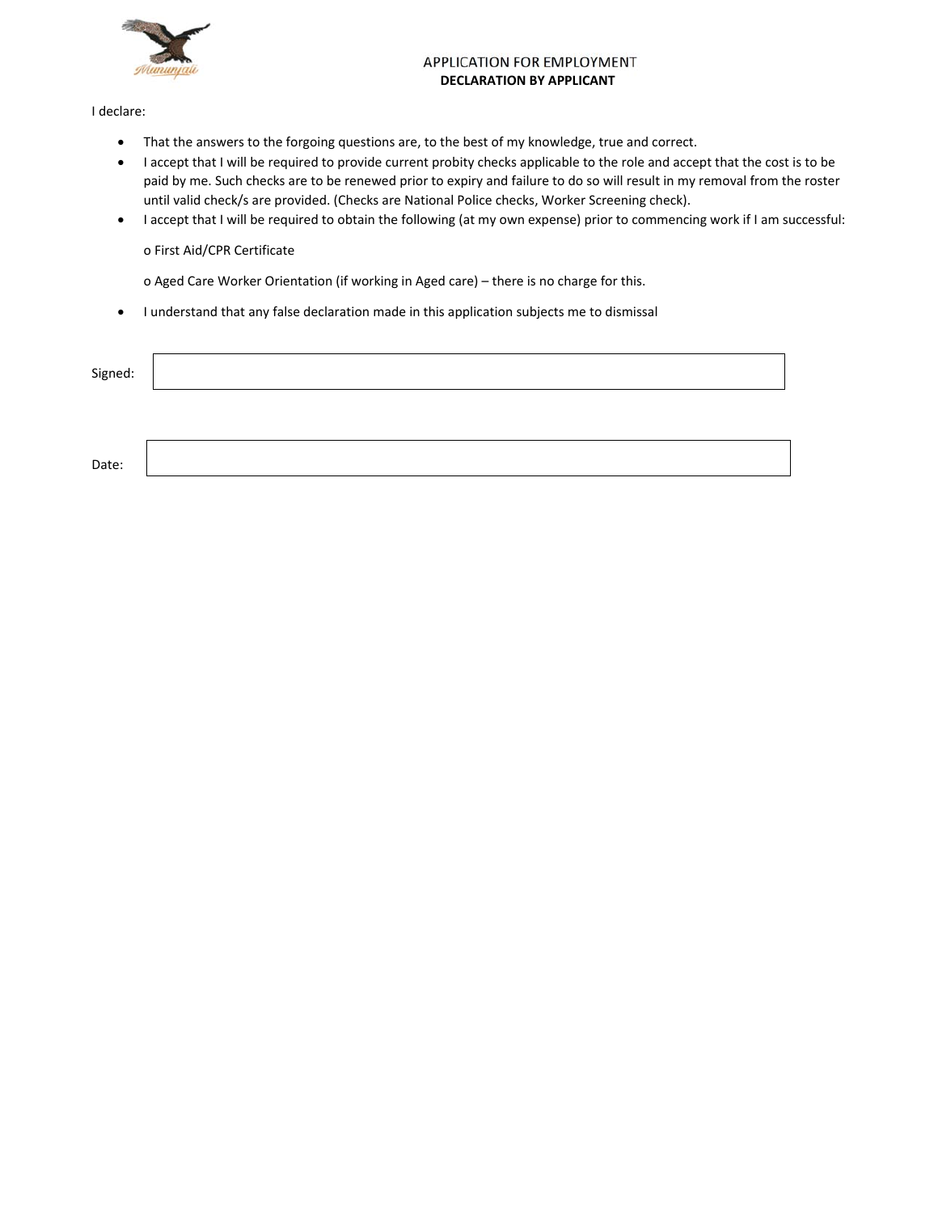# APPLICATION FOR EMPLOYMENT

## DECLARATION BY APPLICANT

I declare:

- That the answers to the forgoing questions are, to the best of my knowledge, true and correct.
- I accept that I will be required to provide current probity checks applicable to the role and accept that the cost is to be paid by me. Such checks are to be renewed prior to expiry and failure to do so will result in my removal from the roster until valid check/s are provided. (Checks are National Police checks, Worker Screening check).
- I accept that I will be required to obtain the following (at my own expense) prior to commencing work if I am successful:

  o First Aid/CPR Certificate

  o Aged Care Worker Orientation (if working in Aged care) – there is no charge for this.

- I understand that any false declaration made in this application subjects me to dismissal

Signed:

Date: